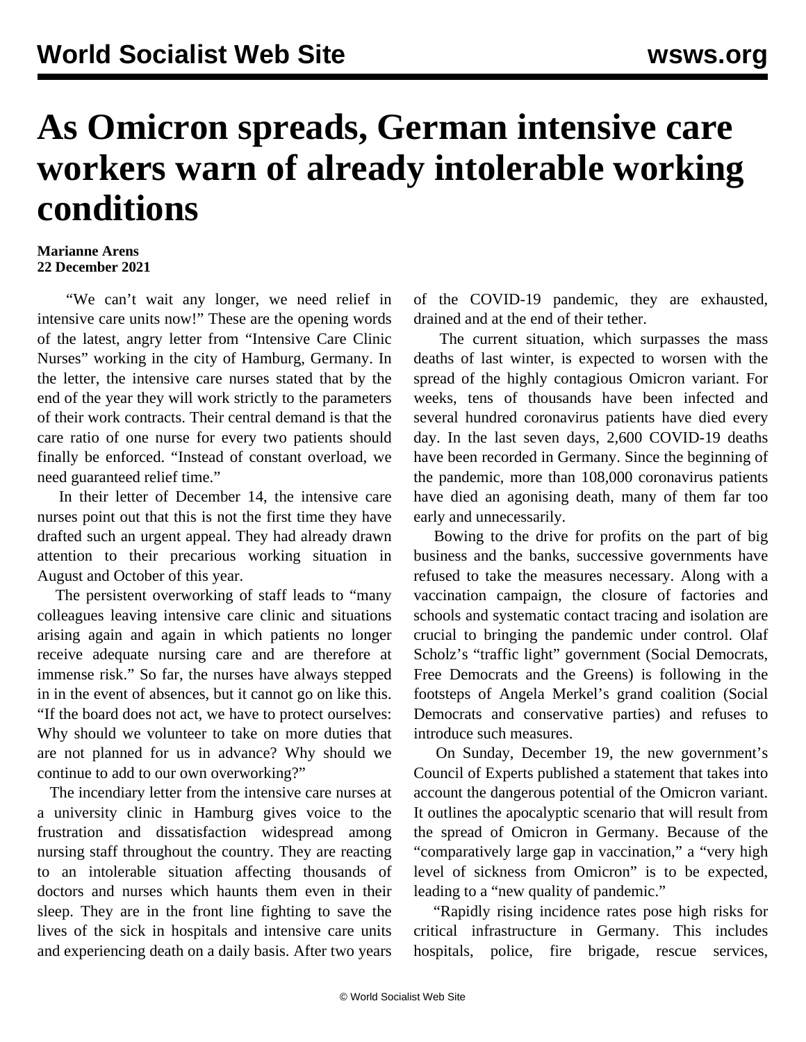# As Omicron spreads, German intensive care workers warn of already intolerable working conditions

**Marianne Arens**
**22 December 2021**

"We can't wait any longer, we need relief in intensive care units now!" These are the opening words of the latest, angry letter from "Intensive Care Clinic Nurses" working in the city of Hamburg, Germany. In the letter, the intensive care nurses stated that by the end of the year they will work strictly to the parameters of their work contracts. Their central demand is that the care ratio of one nurse for every two patients should finally be enforced. "Instead of constant overload, we need guaranteed relief time."

In their letter of December 14, the intensive care nurses point out that this is not the first time they have drafted such an urgent appeal. They had already drawn attention to their precarious working situation in August and October of this year.

The persistent overworking of staff leads to "many colleagues leaving intensive care clinic and situations arising again and again in which patients no longer receive adequate nursing care and are therefore at immense risk." So far, the nurses have always stepped in in the event of absences, but it cannot go on like this. "If the board does not act, we have to protect ourselves: Why should we volunteer to take on more duties that are not planned for us in advance? Why should we continue to add to our own overworking?"

The incendiary letter from the intensive care nurses at a university clinic in Hamburg gives voice to the frustration and dissatisfaction widespread among nursing staff throughout the country. They are reacting to an intolerable situation affecting thousands of doctors and nurses which haunts them even in their sleep. They are in the front line fighting to save the lives of the sick in hospitals and intensive care units and experiencing death on a daily basis. After two years of the COVID-19 pandemic, they are exhausted, drained and at the end of their tether.

The current situation, which surpasses the mass deaths of last winter, is expected to worsen with the spread of the highly contagious Omicron variant. For weeks, tens of thousands have been infected and several hundred coronavirus patients have died every day. In the last seven days, 2,600 COVID-19 deaths have been recorded in Germany. Since the beginning of the pandemic, more than 108,000 coronavirus patients have died an agonising death, many of them far too early and unnecessarily.

Bowing to the drive for profits on the part of big business and the banks, successive governments have refused to take the measures necessary. Along with a vaccination campaign, the closure of factories and schools and systematic contact tracing and isolation are crucial to bringing the pandemic under control. Olaf Scholz's "traffic light" government (Social Democrats, Free Democrats and the Greens) is following in the footsteps of Angela Merkel's grand coalition (Social Democrats and conservative parties) and refuses to introduce such measures.

On Sunday, December 19, the new government's Council of Experts published a statement that takes into account the dangerous potential of the Omicron variant. It outlines the apocalyptic scenario that will result from the spread of Omicron in Germany. Because of the "comparatively large gap in vaccination," a "very high level of sickness from Omicron" is to be expected, leading to a "new quality of pandemic."

"Rapidly rising incidence rates pose high risks for critical infrastructure in Germany. This includes hospitals, police, fire brigade, rescue services,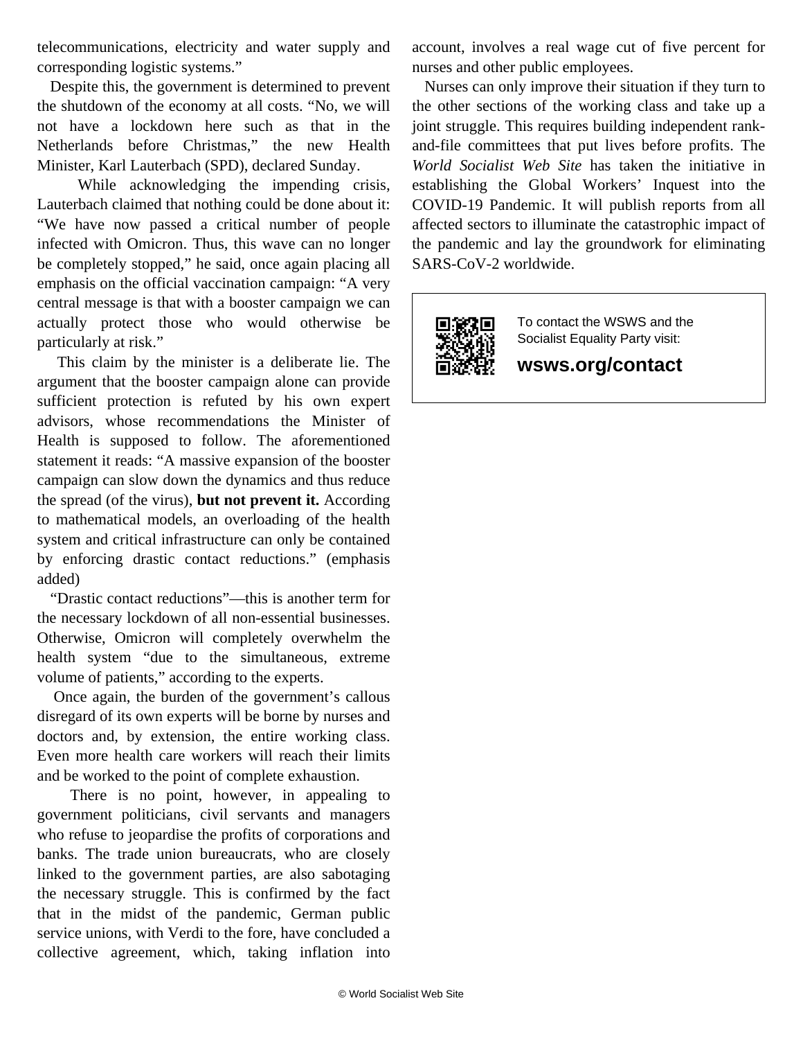telecommunications, electricity and water supply and corresponding logistic systems."

Despite this, the government is determined to prevent the shutdown of the economy at all costs. "No, we will not have a lockdown here such as that in the Netherlands before Christmas," the new Health Minister, Karl Lauterbach (SPD), declared Sunday.

While acknowledging the impending crisis, Lauterbach claimed that nothing could be done about it: "We have now passed a critical number of people infected with Omicron. Thus, this wave can no longer be completely stopped," he said, once again placing all emphasis on the official vaccination campaign: "A very central message is that with a booster campaign we can actually protect those who would otherwise be particularly at risk."

This claim by the minister is a deliberate lie. The argument that the booster campaign alone can provide sufficient protection is refuted by his own expert advisors, whose recommendations the Minister of Health is supposed to follow. The aforementioned statement it reads: "A massive expansion of the booster campaign can slow down the dynamics and thus reduce the spread (of the virus), **but not prevent it.** According to mathematical models, an overloading of the health system and critical infrastructure can only be contained by enforcing drastic contact reductions." (emphasis added)

"Drastic contact reductions"—this is another term for the necessary lockdown of all non-essential businesses. Otherwise, Omicron will completely overwhelm the health system "due to the simultaneous, extreme volume of patients," according to the experts.

Once again, the burden of the government's callous disregard of its own experts will be borne by nurses and doctors and, by extension, the entire working class. Even more health care workers will reach their limits and be worked to the point of complete exhaustion.

There is no point, however, in appealing to government politicians, civil servants and managers who refuse to jeopardise the profits of corporations and banks. The trade union bureaucrats, who are closely linked to the government parties, are also sabotaging the necessary struggle. This is confirmed by the fact that in the midst of the pandemic, German public service unions, with Verdi to the fore, have concluded a collective agreement, which, taking inflation into account, involves a real wage cut of five percent for nurses and other public employees.

Nurses can only improve their situation if they turn to the other sections of the working class and take up a joint struggle. This requires building independent rank-and-file committees that put lives before profits. The *World Socialist Web Site* has taken the initiative in establishing the Global Workers' Inquest into the COVID-19 Pandemic. It will publish reports from all affected sectors to illuminate the catastrophic impact of the pandemic and lay the groundwork for eliminating SARS-CoV-2 worldwide.

To contact the WSWS and the Socialist Equality Party visit:

**wsws.org/contact**